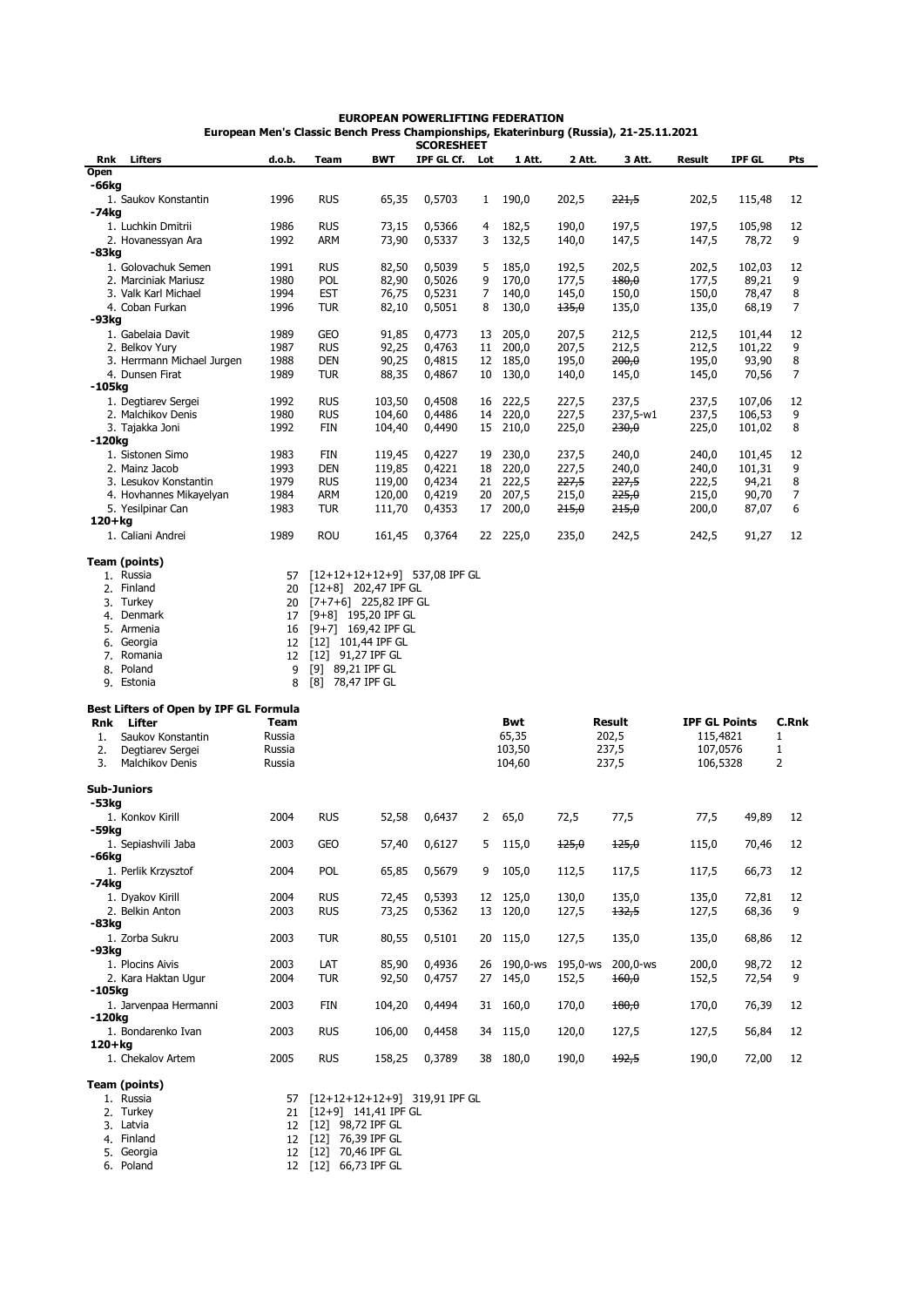**EUROPEAN POWERLIFTING FEDERATION**
**European Men's Classic Bench Press Championships, Ekaterinburg (Russia), 21-25.11.2021**
**SCORESHEET**

| Rnk | Lifters | d.o.b. | Team | BWT | IPF GL Cf. | Lot | 1 Att. | 2 Att. | 3 Att. | Result | IPF GL | Pts |
|---|---|---|---|---|---|---|---|---|---|---|---|---|
| **Open** | | | | | | | | | | | | |
| **-66kg** | | | | | | | | | | | | |
| 1. | Saukov Konstantin | 1996 | RUS | 65,35 | 0,5703 | 1 | 190,0 | 202,5 | ~~221,5~~ | 202,5 | 115,48 | 12 |
| **-74kg** | | | | | | | | | | | | |
| 1. | Luchkin Dmitrii | 1986 | RUS | 73,15 | 0,5366 | 4 | 182,5 | 190,0 | 197,5 | 197,5 | 105,98 | 12 |
| 2. | Hovanessyan Ara | 1992 | ARM | 73,90 | 0,5337 | 3 | 132,5 | 140,0 | 147,5 | 147,5 | 78,72 | 9 |
| **-83kg** | | | | | | | | | | | | |
| 1. | Golovachuk Semen | 1991 | RUS | 82,50 | 0,5039 | 5 | 185,0 | 192,5 | 202,5 | 202,5 | 102,03 | 12 |
| 2. | Marciniak Mariusz | 1980 | POL | 82,90 | 0,5026 | 9 | 170,0 | 177,5 | ~~180,0~~ | 177,5 | 89,21 | 9 |
| 3. | Valk Karl Michael | 1994 | EST | 76,75 | 0,5231 | 7 | 140,0 | 145,0 | 150,0 | 150,0 | 78,47 | 8 |
| 4. | Coban Furkan | 1996 | TUR | 82,10 | 0,5051 | 8 | 130,0 | ~~135,0~~ | 135,0 | 135,0 | 68,19 | 7 |
| **-93kg** | | | | | | | | | | | | |
| 1. | Gabelaia Davit | 1989 | GEO | 91,85 | 0,4773 | 13 | 205,0 | 207,5 | 212,5 | 212,5 | 101,44 | 12 |
| 2. | Belkov Yury | 1987 | RUS | 92,25 | 0,4763 | 11 | 200,0 | 207,5 | 212,5 | 212,5 | 101,22 | 9 |
| 3. | Herrmann Michael Jurgen | 1988 | DEN | 90,25 | 0,4815 | 12 | 185,0 | 195,0 | ~~200,0~~ | 195,0 | 93,90 | 8 |
| 4. | Dunsen Firat | 1989 | TUR | 88,35 | 0,4867 | 10 | 130,0 | 140,0 | 145,0 | 145,0 | 70,56 | 7 |
| **-105kg** | | | | | | | | | | | | |
| 1. | Degtiarev Sergei | 1992 | RUS | 103,50 | 0,4508 | 16 | 222,5 | 227,5 | 237,5 | 237,5 | 107,06 | 12 |
| 2. | Malchikov Denis | 1980 | RUS | 104,60 | 0,4486 | 14 | 220,0 | 227,5 | 237,5-w1 | 237,5 | 106,53 | 9 |
| 3. | Tajakka Joni | 1992 | FIN | 104,40 | 0,4490 | 15 | 210,0 | 225,0 | ~~230,0~~ | 225,0 | 101,02 | 8 |
| **-120kg** | | | | | | | | | | | | |
| 1. | Sistonen Simo | 1983 | FIN | 119,45 | 0,4227 | 19 | 230,0 | 237,5 | 240,0 | 240,0 | 101,45 | 12 |
| 2. | Mainz Jacob | 1993 | DEN | 119,85 | 0,4221 | 18 | 220,0 | 227,5 | 240,0 | 240,0 | 101,31 | 9 |
| 3. | Lesukov Konstantin | 1979 | RUS | 119,00 | 0,4234 | 21 | 222,5 | ~~227,5~~ | ~~227,5~~ | 222,5 | 94,21 | 8 |
| 4. | Hovhannes Mikayelyan | 1984 | ARM | 120,00 | 0,4219 | 20 | 207,5 | 215,0 | ~~225,0~~ | 215,0 | 90,70 | 7 |
| 5. | Yesilpinar Can | 1983 | TUR | 111,70 | 0,4353 | 17 | 200,0 | ~~215,0~~ | ~~215,0~~ | 200,0 | 87,07 | 6 |
| **120+kg** | | | | | | | | | | | | |
| 1. | Caliani Andrei | 1989 | ROU | 161,45 | 0,3764 | 22 | 225,0 | 235,0 | 242,5 | 242,5 | 91,27 | 12 |

**Team (points)**

| Rnk | Team | Points | Details |
|---|---|---|---|
| 1. | Russia | 57 | [12+12+12+12+9] 537,08 IPF GL |
| 2. | Finland | 20 | [12+8] 202,47 IPF GL |
| 3. | Turkey | 20 | [7+7+6] 225,82 IPF GL |
| 4. | Denmark | 17 | [9+8] 195,20 IPF GL |
| 5. | Armenia | 16 | [9+7] 169,42 IPF GL |
| 6. | Georgia | 12 | [12] 101,44 IPF GL |
| 7. | Romania | 12 | [12] 91,27 IPF GL |
| 8. | Poland | 9 | [9] 89,21 IPF GL |
| 9. | Estonia | 8 | [8] 78,47 IPF GL |

**Best Lifters of Open by IPF GL Formula**

| Rnk | Lifter | Team | Bwt | Result | IPF GL Points | C.Rnk |
|---|---|---|---|---|---|---|
| 1. | Saukov Konstantin | Russia | 65,35 | 202,5 | 115,4821 | 1 |
| 2. | Degtiarev Sergei | Russia | 103,50 | 237,5 | 107,0576 | 1 |
| 3. | Malchikov Denis | Russia | 104,60 | 237,5 | 106,5328 | 2 |

| Rnk | Lifters | d.o.b. | Team | BWT | IPF GL Cf. | Lot | 1 Att. | 2 Att. | 3 Att. | Result | IPF GL | Pts |
|---|---|---|---|---|---|---|---|---|---|---|---|---|
| **Sub-Juniors** | | | | | | | | | | | | |
| **-53kg** | | | | | | | | | | | | |
| 1. | Konkov Kirill | 2004 | RUS | 52,58 | 0,6437 | 2 | 65,0 | 72,5 | 77,5 | 77,5 | 49,89 | 12 |
| **-59kg** | | | | | | | | | | | | |
| 1. | Sepiashvili Jaba | 2003 | GEO | 57,40 | 0,6127 | 5 | 115,0 | ~~125,0~~ | ~~125,0~~ | 115,0 | 70,46 | 12 |
| **-66kg** | | | | | | | | | | | | |
| 1. | Perlik Krzysztof | 2004 | POL | 65,85 | 0,5679 | 9 | 105,0 | 112,5 | 117,5 | 117,5 | 66,73 | 12 |
| **-74kg** | | | | | | | | | | | | |
| 1. | Dyakov Kirill | 2004 | RUS | 72,45 | 0,5393 | 12 | 125,0 | 130,0 | 135,0 | 135,0 | 72,81 | 12 |
| 2. | Belkin Anton | 2003 | RUS | 73,25 | 0,5362 | 13 | 120,0 | 127,5 | ~~132,5~~ | 127,5 | 68,36 | 9 |
| **-83kg** | | | | | | | | | | | | |
| 1. | Zorba Sukru | 2003 | TUR | 80,55 | 0,5101 | 20 | 115,0 | 127,5 | 135,0 | 135,0 | 68,86 | 12 |
| **-93kg** | | | | | | | | | | | | |
| 1. | Plocins Aivis | 2003 | LAT | 85,90 | 0,4936 | 26 | 190,0-ws | 195,0-ws | 200,0-ws | 200,0 | 98,72 | 12 |
| 2. | Kara Haktan Ugur | 2004 | TUR | 92,50 | 0,4757 | 27 | 145,0 | 152,5 | ~~160,0~~ | 152,5 | 72,54 | 9 |
| **-105kg** | | | | | | | | | | | | |
| 1. | Jarvenpaa Hermanni | 2003 | FIN | 104,20 | 0,4494 | 31 | 160,0 | 170,0 | ~~180,0~~ | 170,0 | 76,39 | 12 |
| **-120kg** | | | | | | | | | | | | |
| 1. | Bondarenko Ivan | 2003 | RUS | 106,00 | 0,4458 | 34 | 115,0 | 120,0 | 127,5 | 127,5 | 56,84 | 12 |
| **120+kg** | | | | | | | | | | | | |
| 1. | Chekalov Artem | 2005 | RUS | 158,25 | 0,3789 | 38 | 180,0 | 190,0 | ~~192,5~~ | 190,0 | 72,00 | 12 |

**Team (points)**

| Rnk | Team | Points | Details |
|---|---|---|---|
| 1. | Russia | 57 | [12+12+12+12+9] 319,91 IPF GL |
| 2. | Turkey | 21 | [12+9] 141,41 IPF GL |
| 3. | Latvia | 12 | [12] 98,72 IPF GL |
| 4. | Finland | 12 | [12] 76,39 IPF GL |
| 5. | Georgia | 12 | [12] 70,46 IPF GL |
| 6. | Poland | 12 | [12] 66,73 IPF GL |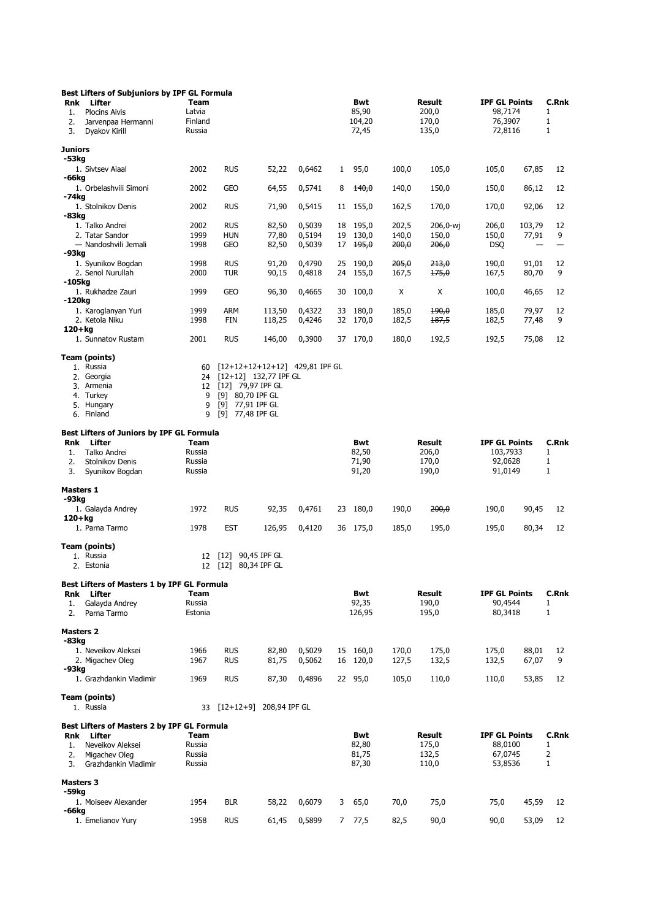**Best Lifters of Subjuniors by IPF GL Formula**

| Rnk | Lifter | Team | Bwt | Result | IPF GL Points | C.Rnk |
|---|---|---|---|---|---|---|
| 1. | Plocins Aivis | Latvia | 85,90 | 200,0 | 98,7174 | 1 |
| 2. | Jarvenpaa Hermanni | Finland | 104,20 | 170,0 | 76,3907 | 1 |
| 3. | Dyakov Kirill | Russia | 72,45 | 135,0 | 72,8116 | 1 |

**Juniors**

| Lifter | Year | Team | Bwt | Coef | Lot | 1 | 2 | 3 | Result | Points | Pts |
|---|---|---|---|---|---|---|---|---|---|---|---|
| **-53kg** | | | | | | | | | | | |
| 1. Sivtsev Aiaal | 2002 | RUS | 52,22 | 0,6462 | 1 | 95,0 | 100,0 | 105,0 | 105,0 | 67,85 | 12 |
| **-66kg** | | | | | | | | | | | |
| 1. Orbelashvili Simoni | 2002 | GEO | 64,55 | 0,5741 | 8 | ~~140,0~~ | 140,0 | 150,0 | 150,0 | 86,12 | 12 |
| **-74kg** | | | | | | | | | | | |
| 1. Stolnikov Denis | 2002 | RUS | 71,90 | 0,5415 | 11 | 155,0 | 162,5 | 170,0 | 170,0 | 92,06 | 12 |
| **-83kg** | | | | | | | | | | | |
| 1. Talko Andrei | 2002 | RUS | 82,50 | 0,5039 | 18 | 195,0 | 202,5 | 206,0-wj | 206,0 | 103,79 | 12 |
| 2. Tatar Sandor | 1999 | HUN | 77,80 | 0,5194 | 19 | 130,0 | 140,0 | 150,0 | 150,0 | 77,91 | 9 |
| — Nandoshvili Jemali | 1998 | GEO | 82,50 | 0,5039 | 17 | ~~195,0~~ | ~~200,0~~ | ~~206,0~~ | DSQ | — | — |
| **-93kg** | | | | | | | | | | | |
| 1. Syunikov Bogdan | 1998 | RUS | 91,20 | 0,4790 | 25 | 190,0 | ~~205,0~~ | ~~213,0~~ | 190,0 | 91,01 | 12 |
| 2. Senol Nurullah | 2000 | TUR | 90,15 | 0,4818 | 24 | 155,0 | 167,5 | ~~175,0~~ | 167,5 | 80,70 | 9 |
| **-105kg** | | | | | | | | | | | |
| 1. Rukhadze Zauri | 1999 | GEO | 96,30 | 0,4665 | 30 | 100,0 | X | X | 100,0 | 46,65 | 12 |
| **-120kg** | | | | | | | | | | | |
| 1. Karoglanyan Yuri | 1999 | ARM | 113,50 | 0,4322 | 33 | 180,0 | 185,0 | ~~190,0~~ | 185,0 | 79,97 | 12 |
| 2. Ketola Niku | 1998 | FIN | 118,25 | 0,4246 | 32 | 170,0 | 182,5 | ~~187,5~~ | 182,5 | 77,48 | 9 |
| **120+kg** | | | | | | | | | | | |
| 1. Sunnatov Rustam | 2001 | RUS | 146,00 | 0,3900 | 37 | 170,0 | 180,0 | 192,5 | 192,5 | 75,08 | 12 |

**Team (points)**

1. Russia 60 [12+12+12+12+12] 429,81 IPF GL
2. Georgia 24 [12+12] 132,77 IPF GL
3. Armenia 12 [12] 79,97 IPF GL
4. Turkey 9 [9] 80,70 IPF GL
5. Hungary 9 [9] 77,91 IPF GL
6. Finland 9 [9] 77,48 IPF GL

**Best Lifters of Juniors by IPF GL Formula**

| Rnk | Lifter | Team | Bwt | Result | IPF GL Points | C.Rnk |
|---|---|---|---|---|---|---|
| 1. | Talko Andrei | Russia | 82,50 | 206,0 | 103,7933 | 1 |
| 2. | Stolnikov Denis | Russia | 71,90 | 170,0 | 92,0628 | 1 |
| 3. | Syunikov Bogdan | Russia | 91,20 | 190,0 | 91,0149 | 1 |

**Masters 1**

| Lifter | Year | Team | Bwt | Coef | Lot | 1 | 2 | 3 | Result | Points | Pts |
|---|---|---|---|---|---|---|---|---|---|---|---|
| **-93kg** | | | | | | | | | | | |
| 1. Galayda Andrey | 1972 | RUS | 92,35 | 0,4761 | 23 | 180,0 | 190,0 | ~~200,0~~ | 190,0 | 90,45 | 12 |
| **120+kg** | | | | | | | | | | | |
| 1. Parna Tarmo | 1978 | EST | 126,95 | 0,4120 | 36 | 175,0 | 185,0 | 195,0 | 195,0 | 80,34 | 12 |

**Team (points)**

1. Russia 12 [12] 90,45 IPF GL
2. Estonia 12 [12] 80,34 IPF GL

**Best Lifters of Masters 1 by IPF GL Formula**

| Rnk | Lifter | Team | Bwt | Result | IPF GL Points | C.Rnk |
|---|---|---|---|---|---|---|
| 1. | Galayda Andrey | Russia | 92,35 | 190,0 | 90,4544 | 1 |
| 2. | Parna Tarmo | Estonia | 126,95 | 195,0 | 80,3418 | 1 |

**Masters 2**

| Lifter | Year | Team | Bwt | Coef | Lot | 1 | 2 | 3 | Result | Points | Pts |
|---|---|---|---|---|---|---|---|---|---|---|---|
| **-83kg** | | | | | | | | | | | |
| 1. Neveikov Aleksei | 1966 | RUS | 82,80 | 0,5029 | 15 | 160,0 | 170,0 | 175,0 | 175,0 | 88,01 | 12 |
| 2. Migachev Oleg | 1967 | RUS | 81,75 | 0,5062 | 16 | 120,0 | 127,5 | 132,5 | 132,5 | 67,07 | 9 |
| **-93kg** | | | | | | | | | | | |
| 1. Grazhdankin Vladimir | 1969 | RUS | 87,30 | 0,4896 | 22 | 95,0 | 105,0 | 110,0 | 110,0 | 53,85 | 12 |

**Team (points)**

1. Russia 33 [12+12+9] 208,94 IPF GL

**Best Lifters of Masters 2 by IPF GL Formula**

| Rnk | Lifter | Team | Bwt | Result | IPF GL Points | C.Rnk |
|---|---|---|---|---|---|---|
| 1. | Neveikov Aleksei | Russia | 82,80 | 175,0 | 88,0100 | 1 |
| 2. | Migachev Oleg | Russia | 81,75 | 132,5 | 67,0745 | 2 |
| 3. | Grazhdankin Vladimir | Russia | 87,30 | 110,0 | 53,8536 | 1 |

**Masters 3**

| Lifter | Year | Team | Bwt | Coef | Lot | 1 | 2 | 3 | Result | Points | Pts |
|---|---|---|---|---|---|---|---|---|---|---|---|
| **-59kg** | | | | | | | | | | | |
| 1. Moiseev Alexander | 1954 | BLR | 58,22 | 0,6079 | 3 | 65,0 | 70,0 | 75,0 | 75,0 | 45,59 | 12 |
| **-66kg** | | | | | | | | | | | |
| 1. Emelianov Yury | 1958 | RUS | 61,45 | 0,5899 | 7 | 77,5 | 82,5 | 90,0 | 90,0 | 53,09 | 12 |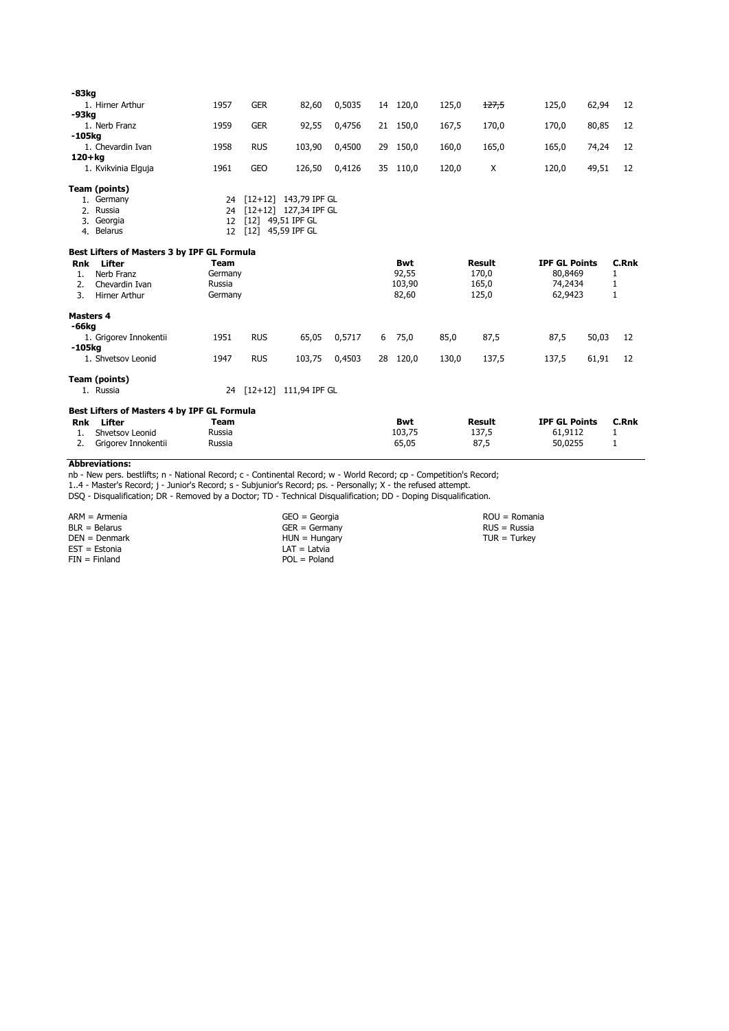| | | | | | | | | | | | |
|---|---|---|---|---|---|---|---|---|---|---|---|
| **-83kg** | | | | | | | | | | | |
| 1. Hirner Arthur | 1957 | GER | 82,60 | 0,5035 | 14 | 120,0 | 125,0 | ~~127,5~~ | 125,0 | 62,94 | 12 |
| **-93kg** | | | | | | | | | | | |
| 1. Nerb Franz | 1959 | GER | 92,55 | 0,4756 | 21 | 150,0 | 167,5 | 170,0 | 170,0 | 80,85 | 12 |
| **-105kg** | | | | | | | | | | | |
| 1. Chevardin Ivan | 1958 | RUS | 103,90 | 0,4500 | 29 | 150,0 | 160,0 | 165,0 | 165,0 | 74,24 | 12 |
| **120+kg** | | | | | | | | | | | |
| 1. Kvikvinia Elguja | 1961 | GEO | 126,50 | 0,4126 | 35 | 110,0 | 120,0 | X | 120,0 | 49,51 | 12 |

**Team (points)**

1. Germany 24 [12+12] 143,79 IPF GL
2. Russia 24 [12+12] 127,34 IPF GL
3. Georgia 12 [12] 49,51 IPF GL
4. Belarus 12 [12] 45,59 IPF GL

**Best Lifters of Masters 3 by IPF GL Formula**

| Rnk | Lifter | Team | Bwt | Result | IPF GL Points | C.Rnk |
|---|---|---|---|---|---|---|
| 1. | Nerb Franz | Germany | 92,55 | 170,0 | 80,8469 | 1 |
| 2. | Chevardin Ivan | Russia | 103,90 | 165,0 | 74,2434 | 1 |
| 3. | Hirner Arthur | Germany | 82,60 | 125,0 | 62,9423 | 1 |

**Masters 4**

| | | | | | | | | | | | |
|---|---|---|---|---|---|---|---|---|---|---|---|
| **-66kg** | | | | | | | | | | | |
| 1. Grigorev Innokentii | 1951 | RUS | 65,05 | 0,5717 | 6 | 75,0 | 85,0 | 87,5 | 87,5 | 50,03 | 12 |
| **-105kg** | | | | | | | | | | | |
| 1. Shvetsov Leonid | 1947 | RUS | 103,75 | 0,4503 | 28 | 120,0 | 130,0 | 137,5 | 137,5 | 61,91 | 12 |

**Team (points)**

1. Russia 24 [12+12] 111,94 IPF GL

**Best Lifters of Masters 4 by IPF GL Formula**

| Rnk | Lifter | Team | Bwt | Result | IPF GL Points | C.Rnk |
|---|---|---|---|---|---|---|
| 1. | Shvetsov Leonid | Russia | 103,75 | 137,5 | 61,9112 | 1 |
| 2. | Grigorev Innokentii | Russia | 65,05 | 87,5 | 50,0255 | 1 |

**Abbreviations:**

nb - New pers. bestlifts; n - National Record; c - Continental Record; w - World Record; cp - Competition's Record;
1..4 - Master's Record; j - Junior's Record; s - Subjunior's Record; ps. - Personally; X - the refused attempt.
DSQ - Disqualification; DR - Removed by a Doctor; TD - Technical Disqualification; DD - Doping Disqualification.

ARM = Armenia
BLR = Belarus
DEN = Denmark
EST = Estonia
FIN = Finland
GEO = Georgia
GER = Germany
HUN = Hungary
LAT = Latvia
POL = Poland
ROU = Romania
RUS = Russia
TUR = Turkey